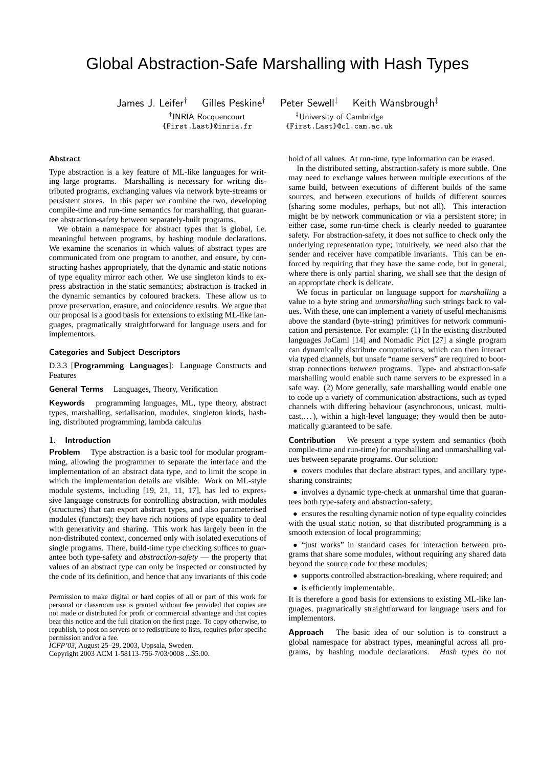# Global Abstraction-Safe Marshalling with Hash Types

James J. Leifer[†] Gilles Peskine[†] Peter Sewell[‡] Keith Wansbrough[‡]

[†]INRIA Rocquencourt {First.Last}@inria.fr

[‡]University of Cambridge {First.Last}@cl.cam.ac.uk

## Abstract

Type abstraction is a key feature of ML-like languages for writing large programs. Marshalling is necessary for writing distributed programs, exchanging values via network byte-streams or persistent stores. In this paper we combine the two, developing compile-time and run-time semantics for marshalling, that guarantee abstraction-safety between separately-built programs.

We obtain a namespace for abstract types that is global, i.e. meaningful between programs, by hashing module declarations. We examine the scenarios in which values of abstract types are communicated from one program to another, and ensure, by constructing hashes appropriately, that the dynamic and static notions of type equality mirror each other. We use singleton kinds to express abstraction in the static semantics; abstraction is tracked in the dynamic semantics by coloured brackets. These allow us to prove preservation, erasure, and coincidence results. We argue that our proposal is a good basis for extensions to existing ML-like languages, pragmatically straightforward for language users and for implementors.

### Categories and Subject Descriptors

D.3.3 [**Programming Languages**]: Language Constructs and Features

**General Terms** Languages, Theory, Verification

**Keywords** programming languages, ML, type theory, abstract types, marshalling, serialisation, modules, singleton kinds, hashing, distributed programming, lambda calculus

## 1. Introduction

**Problem** Type abstraction is a basic tool for modular programming, allowing the programmer to separate the interface and the implementation of an abstract data type, and to limit the scope in which the implementation details are visible. Work on ML-style module systems, including [19, 21, 11, 17], has led to expressive language constructs for controlling abstraction, with modules (structures) that can export abstract types, and also parameterised modules (functors); they have rich notions of type equality to deal with generativity and sharing. This work has largely been in the non-distributed context, concerned only with isolated executions of single programs. There, build-time type checking suffices to guarantee both type-safety and *abstraction-safety* — the property that values of an abstract type can only be inspected or constructed by the code of its definition, and hence that any invariants of this code hold of all values. At run-time, type information can be erased.

In the distributed setting, abstraction-safety is more subtle. One may need to exchange values between multiple executions of the same build, between executions of different builds of the same sources, and between executions of builds of different sources (sharing some modules, perhaps, but not all). This interaction might be by network communication or via a persistent store; in either case, some run-time check is clearly needed to guarantee safety. For abstraction-safety, it does not suffice to check only the underlying representation type; intuitively, we need also that the sender and receiver have compatible invariants. This can be enforced by requiring that they have the same code, but in general, where there is only partial sharing, we shall see that the design of an appropriate check is delicate.

We focus in particular on language support for *marshalling* a value to a byte string and *unmarshalling* such strings back to values. With these, one can implement a variety of useful mechanisms above the standard (byte-string) primitives for network communication and persistence. For example: (1) In the existing distributed languages JoCaml [14] and Nomadic Pict [27] a single program can dynamically distribute computations, which can then interact via typed channels, but unsafe "name servers" are required to bootstrap connections *between* programs. Type- and abstraction-safe marshalling would enable such name servers to be expressed in a safe way. (2) More generally, safe marshalling would enable one to code up a variety of communication abstractions, such as typed channels with differing behaviour (asynchronous, unicast, multicast,...), within a high-level language; they would then be automatically guaranteed to be safe.

**Contribution** We present a type system and semantics (both compile-time and run-time) for marshalling and unmarshalling values between separate programs. Our solution:

- covers modules that declare abstract types, and ancillary type-sharing constraints;
- involves a dynamic type-check at unmarshal time that guarantees both type-safety and abstraction-safety;
- ensures the resulting dynamic notion of type equality coincides with the usual static notion, so that distributed programming is a smooth extension of local programming;
- "just works" in standard cases for interaction between programs that share some modules, without requiring any shared data beyond the source code for these modules;
- supports controlled abstraction-breaking, where required; and
- is efficiently implementable.

It is therefore a good basis for extensions to existing ML-like languages, pragmatically straightforward for language users and for implementors.

**Approach** The basic idea of our solution is to construct a global namespace for abstract types, meaningful across all programs, by hashing module declarations. *Hash types* do not

Permission to make digital or hard copies of all or part of this work for personal or classroom use is granted without fee provided that copies are not made or distributed for profit or commercial advantage and that copies bear this notice and the full citation on the first page. To copy otherwise, to republish, to post on servers or to redistribute to lists, requires prior specific permission and/or a fee.
*ICFP'03*, August 25–29, 2003, Uppsala, Sweden.
Copyright 2003 ACM 1-58113-756-7/03/0008 ...$5.00.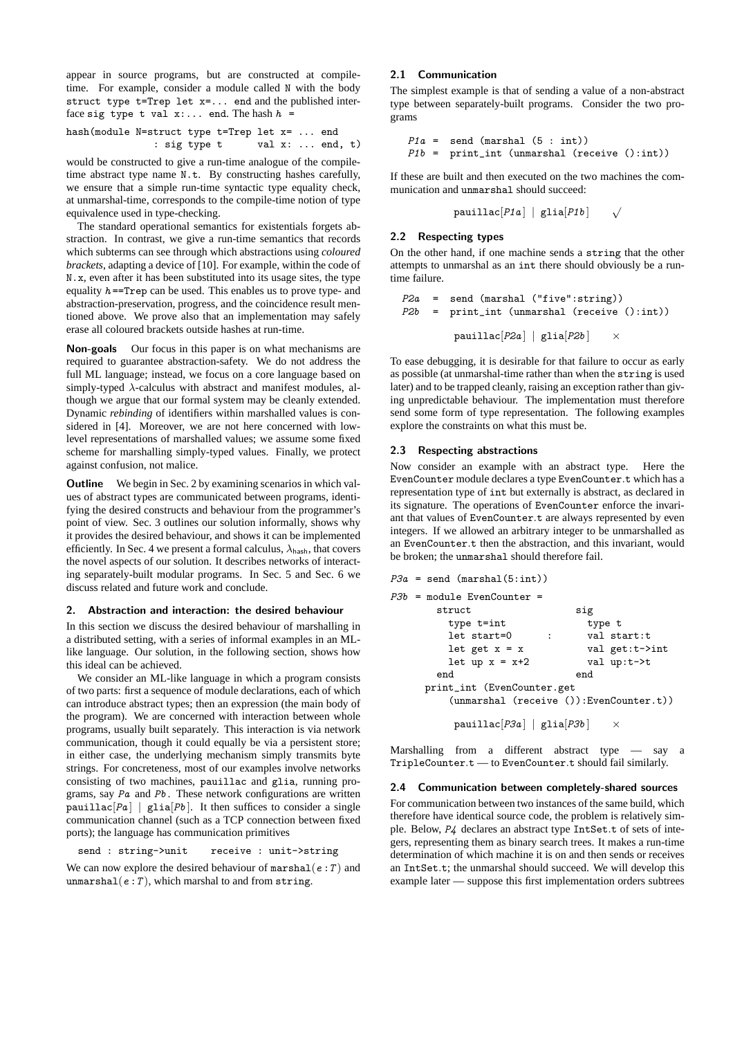appear in source programs, but are constructed at compile-time. For example, consider a module called `N` with the body `struct type t=Trep let x=... end` and the published interface `sig type t val x:... end`. The hash $h$ =

```
hash(module N=struct type t=Trep let x= ... end
              : sig type t      val x: ... end, t)
```

would be constructed to give a run-time analogue of the compile-time abstract type name `N.t`. By constructing hashes carefully, we ensure that a simple run-time syntactic type equality check, at unmarshal-time, corresponds to the compile-time notion of type equivalence used in type-checking.

The standard operational semantics for existentials forgets abstraction. In contrast, we give a run-time semantics that records which subterms can see through which abstractions using *coloured brackets*, adapting a device of [10]. For example, within the code of `N.x`, even after it has been substituted into its usage sites, the type equality $h$==`Trep` can be used. This enables us to prove type- and abstraction-preservation, progress, and the coincidence result mentioned above. We prove also that an implementation may safely erase all coloured brackets outside hashes at run-time.

**Non-goals** Our focus in this paper is on what mechanisms are required to guarantee abstraction-safety. We do not address the full ML language; instead, we focus on a core language based on simply-typed $\lambda$-calculus with abstract and manifest modules, although we argue that our formal system may be cleanly extended. Dynamic *rebinding* of identifiers within marshalled values is considered in [4]. Moreover, we are not here concerned with low-level representations of marshalled values; we assume some fixed scheme for marshalling simply-typed values. Finally, we protect against confusion, not malice.

**Outline** We begin in Sec. 2 by examining scenarios in which values of abstract types are communicated between programs, identifying the desired constructs and behaviour from the programmer's point of view. Sec. 3 outlines our solution informally, shows why it provides the desired behaviour, and shows it can be implemented efficiently. In Sec. 4 we present a formal calculus, $\lambda_{\mathsf{hash}}$, that covers the novel aspects of our solution. It describes networks of interacting separately-built modular programs. In Sec. 5 and Sec. 6 we discuss related and future work and conclude.

## 2. Abstraction and interaction: the desired behaviour

In this section we discuss the desired behaviour of marshalling in a distributed setting, with a series of informal examples in an ML-like language. Our solution, in the following section, shows how this ideal can be achieved.

We consider an ML-like language in which a program consists of two parts: first a sequence of module declarations, each of which can introduce abstract types; then an expression (the main body of the program). We are concerned with interaction between whole programs, usually built separately. This interaction is via network communication, though it could equally be via a persistent store; in either case, the underlying mechanism simply transmits byte strings. For concreteness, most of our examples involve networks consisting of two machines, `pauillac` and `glia`, running programs, say $Pa$ and $Pb$. These network configurations are written `pauillac`$[Pa]$ | `glia`$[Pb]$. It then suffices to consider a single communication channel (such as a TCP connection between fixed ports); the language has communication primitives

```
send : string->unit     receive : unit->string
```

We can now explore the desired behaviour of `marshal`$(e:T)$ and `unmarshal`$(e:T)$, which marshal to and from `string`.

### 2.1 Communication

The simplest example is that of sending a value of a non-abstract type between separately-built programs. Consider the two programs

```
P1a =  send (marshal (5 : int))
P1b =  print_int (unmarshal (receive ():int))
```

If these are built and then executed on the two machines the communication and `unmarshal` should succeed:

$$\texttt{pauillac}[P1a] \mid \texttt{glia}[P1b] \qquad \surd$$

### 2.2 Respecting types

On the other hand, if one machine sends a `string` that the other attempts to unmarshal as an `int` there should obviously be a run-time failure.

```
P2a  =  send (marshal ("five":string))
P2b  =  print_int (unmarshal (receive ():int))
```

$$\texttt{pauillac}[P2a] \mid \texttt{glia}[P2b] \qquad \times$$

To ease debugging, it is desirable for that failure to occur as early as possible (at unmarshal-time rather than when the `string` is used later) and to be trapped cleanly, raising an exception rather than giving unpredictable behaviour. The implementation must therefore send some form of type representation. The following examples explore the constraints on what this must be.

### 2.3 Respecting abstractions

Now consider an example with an abstract type. Here the `EvenCounter` module declares a type `EvenCounter.t` which has a representation type of `int` but externally is abstract, as declared in its signature. The operations of `EvenCounter` enforce the invariant that values of `EvenCounter.t` are always represented by even integers. If we allowed an arbitrary integer to be unmarshalled as an `EvenCounter.t` then the abstraction, and this invariant, would be broken; the `unmarshal` should therefore fail.

```
P3a = send (marshal(5:int))
P3b = module EvenCounter =
        struct                  sig
          type t=int              type t
          let start=0      :      val start:t
          let get x = x           val get:t->int
          let up x = x+2          val up:t->t
        end                     end
      print_int (EvenCounter.get
          (unmarshal (receive ()):EvenCounter.t))
```

$$\texttt{pauillac}[P3a] \mid \texttt{glia}[P3b] \qquad \times$$

Marshalling from a different abstract type — say a `TripleCounter.t` — to `EvenCounter.t` should fail similarly.

### 2.4 Communication between completely-shared sources

For communication between two instances of the same build, which therefore have identical source code, the problem is relatively simple. Below, $P4$ declares an abstract type `IntSet.t` of sets of integers, representing them as binary search trees. It makes a run-time determination of which machine it is on and then sends or receives an `IntSet.t`; the unmarshal should succeed. We will develop this example later — suppose this first implementation orders subtrees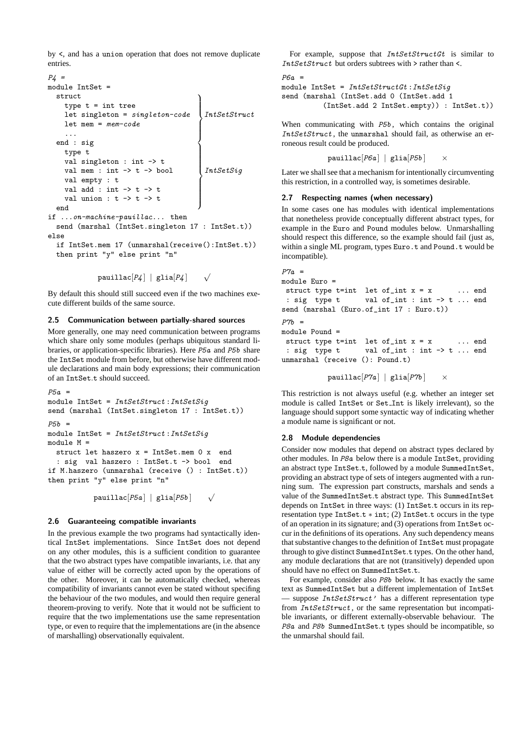by <, and has a union operation that does not remove duplicate entries.

*P4* =

```
module IntSet =
  struct                                    }
    type t = int tree                       }
    let singleton = singleton-code          } IntSetStruct
    let mem = mem-code                      }
    ...                                     }
  end : sig                                 }
    type t                                  }
    val singleton : int -> t                }
    val mem : int -> t -> bool              } IntSetSig
    val empty : t                           }
    val add : int -> t -> t                 }
    val union : t -> t -> t                 }
  end
if ...on-machine-pauillac... then
  send (marshal (IntSet.singleton 17 : IntSet.t))
else
  if IntSet.mem 17 (unmarshal(receive():IntSet.t))
  then print "y" else print "n"
```

$$\texttt{pauillac}[P4] \mid \texttt{glia}[P4] \quad \surd$$

By default this should still succeed even if the two machines execute different builds of the same source.

### 2.5 Communication between partially-shared sources

More generally, one may need communication between programs which share only some modules (perhaps ubiquitous standard libraries, or application-specific libraries). Here *P5a* and *P5b* share the IntSet module from before, but otherwise have different module declarations and main body expressions; their communication of an IntSet.t should succeed.

*P5a* =

```
module IntSet = IntSetStruct : IntSetSig
send (marshal (IntSet.singleton 17 : IntSet.t))
```

*P5b* =

```
module IntSet = IntSetStruct : IntSetSig
module M =
  struct let haszero x = IntSet.mem 0 x  end
  : sig  val haszero : IntSet.t -> bool  end
if M.haszero (unmarshal (receive () : IntSet.t))
then print "y" else print "n"
```

$$\texttt{pauillac}[P5a] \mid \texttt{glia}[P5b] \quad \surd$$

### 2.6 Guaranteeing compatible invariants

In the previous example the two programs had syntactically identical IntSet implementations. Since IntSet does not depend on any other modules, this is a sufficient condition to guarantee that the two abstract types have compatible invariants, i.e. that any value of either will be correctly acted upon by the operations of the other. Moreover, it can be automatically checked, whereas compatibility of invariants cannot even be stated without specifing the behaviour of the two modules, and would then require general theorem-proving to verify. Note that it would not be sufficient to require that the two implementations use the same representation type, or even to require that the implementations are (in the absence of marshalling) observationally equivalent.

For example, suppose that *IntSetStructGt* is similar to *IntSetStruct* but orders subtrees with > rather than <.

*P6a* =

```
module IntSet = IntSetStructGt : IntSetSig
send (marshal (IntSet.add 0 (IntSet.add 1
          (IntSet.add 2 IntSet.empty)) : IntSet.t))
```

When communicating with *P5b*, which contains the original *IntSetStruct*, the unmarshal should fail, as otherwise an erroneous result could be produced.

$$\texttt{pauillac}[P6a] \mid \texttt{glia}[P5b] \quad \times$$

Later we shall see that a mechanism for intentionally circumventing this restriction, in a controlled way, is sometimes desirable.

### 2.7 Respecting names (when necessary)

In some cases one has modules with identical implementations that nonetheless provide conceptually different abstract types, for example in the Euro and Pound modules below. Unmarshalling should respect this difference, so the example should fail (just as, within a single ML program, types Euro.t and Pound.t would be incompatible).

*P7a* =

```
module Euro =
 struct type t=int  let of_int x = x      ... end
 : sig  type t      val of_int : int -> t ... end
send (marshal (Euro.of_int 17 : Euro.t))
```

*P7b* =

```
module Pound =
 struct type t=int  let of_int x = x      ... end
 : sig  type t      val of_int : int -> t ... end
unmarshal (receive (): Pound.t)
```

$$\texttt{pauillac}[P7a] \mid \texttt{glia}[P7b] \quad \times$$

This restriction is not always useful (e.g. whether an integer set module is called IntSet or Set_Int is likely irrelevant), so the language should support some syntactic way of indicating whether a module name is significant or not.

### 2.8 Module dependencies

Consider now modules that depend on abstract types declared by other modules. In *P8a* below there is a module IntSet, providing an abstract type IntSet.t, followed by a module SummedIntSet, providing an abstract type of sets of integers augmented with a running sum. The expression part constructs, marshals and sends a value of the SummedIntSet.t abstract type. This SummedIntSet depends on IntSet in three ways: (1) IntSet.t occurs in its representation type IntSet.t $*$ int; (2) IntSet.t occurs in the type of an operation in its signature; and (3) operations from IntSet occur in the definitions of its operations. Any such dependency means that substantive changes to the definition of IntSet must propagate through to give distinct SummedIntSet.t types. On the other hand, any module declarations that are not (transitively) depended upon should have no effect on SummedIntSet.t.

For example, consider also *P8b* below. It has exactly the same text as SummedIntSet but a different implementation of IntSet — suppose *IntSetStruct'* has a different representation type from *IntSetStruct*, or the same representation but incompatible invariants, or different externally-observable behaviour. The *P8a* and *P8b* SummedIntSet.t types should be incompatible, so the unmarshal should fail.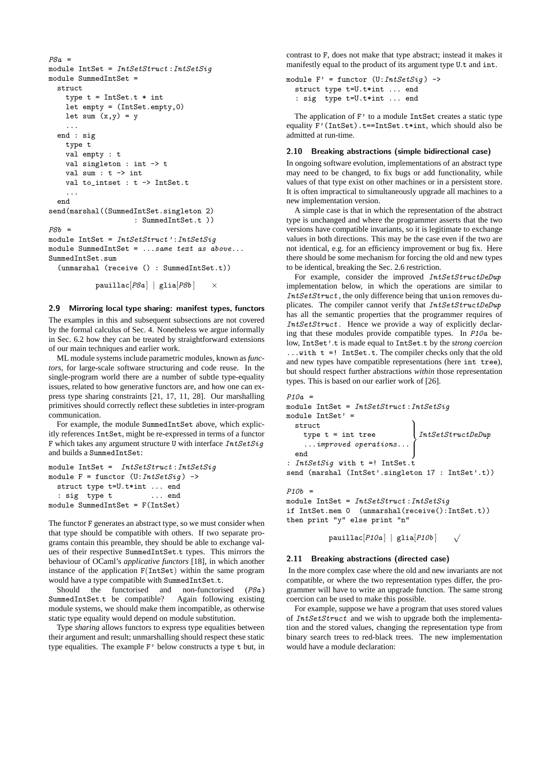```
P8a =
module IntSet = IntSetStruct : IntSetSig
module SummedIntSet =
  struct
    type t = IntSet.t * int
    let empty = (IntSet.empty,0)
    let sum (x,y) = y
    ...
  end : sig
    type t
    val empty : t
    val singleton : int -> t
    val sum : t -> int
    val to_intset : t -> IntSet.t
    ...
  end
send(marshal((SummedIntSet.singleton 2)
                  : SummedIntSet.t ))
P8b =
module IntSet = IntSetStruct' : IntSetSig
module SummedIntSet = ...same text as above...
SummedIntSet.sum
  (unmarshal (receive () : SummedIntSet.t))
```

pauillac[*P8a*] | glia[*P8b*] $\times$

### 2.9 Mirroring local type sharing: manifest types, functors

The examples in this and subsequent subsections are not covered by the formal calculus of Sec. 4. Nonetheless we argue informally in Sec. 6.2 how they can be treated by straightforward extensions of our main techniques and earlier work.

ML module systems include parametric modules, known as *functors*, for large-scale software structuring and code reuse. In the single-program world there are a number of subtle type-equality issues, related to how generative functors are, and how one can express type sharing constraints [21, 17, 11, 28]. Our marshalling primitives should correctly reflect these subtleties in inter-program communication.

For example, the module SummedIntSet above, which explicitly references IntSet, might be re-expressed in terms of a functor F which takes any argument structure U with interface *IntSetSig* and builds a SummedIntSet:

```
module IntSet =  IntSetStruct : IntSetSig
module F = functor (U: IntSetSig ) ->
  struct type t=U.t*int ... end
  : sig  type t         ... end
module SummedIntSet = F(IntSet)
```

The functor F generates an abstract type, so we must consider when that type should be compatible with others. If two separate programs contain this preamble, they should be able to exchange values of their respective SummedIntSet.t types. This mirrors the behaviour of OCaml's *applicative functors* [18], in which another instance of the application F(IntSet) within the same program would have a type compatible with SummedIntSet.t.

Should the functorised and non-functorised (*P8a*) SummedIntSet.t be compatible? Again following existing module systems, we should make them incompatible, as otherwise static type equality would depend on module substitution.

Type *sharing* allows functors to express type equalities between their argument and result; unmarshalling should respect these static type equalities. The example F' below constructs a type t but, in contrast to F, does not make that type abstract; instead it makes it manifestly equal to the product of its argument type U.t and int.

```
module F' = functor (U: IntSetSig ) ->
  struct type t=U.t*int ... end
  : sig  type t=U.t*int ... end
```

The application of F' to a module IntSet creates a static type equality F'(IntSet).t==IntSet.t*int, which should also be admitted at run-time.

### 2.10 Breaking abstractions (simple bidirectional case)

In ongoing software evolution, implementations of an abstract type may need to be changed, to fix bugs or add functionality, while values of that type exist on other machines or in a persistent store. It is often impractical to simultaneously upgrade all machines to a new implementation version.

A simple case is that in which the representation of the abstract type is unchanged and where the programmer asserts that the two versions have compatible invariants, so it is legitimate to exchange values in both directions. This may be the case even if the two are not identical, e.g. for an efficiency improvement or bug fix. Here there should be some mechanism for forcing the old and new types to be identical, breaking the Sec. 2.6 restriction.

For example, consider the improved *IntSetStructDeDup* implementation below, in which the operations are similar to *IntSetStruct*, the only difference being that union removes duplicates. The compiler cannot verify that *IntSetStructDeDup* has all the semantic properties that the programmer requires of *IntSetStruct*. Hence we provide a way of explicitly declaring that these modules provide compatible types. In *P10a* below, IntSet'.t is made equal to IntSet.t by the *strong coercion* ...with t =! IntSet.t. The compiler checks only that the old and new types have compatible representations (here int tree), but should respect further abstractions *within* those representation types. This is based on our earlier work of [26].

```
P10a =
module IntSet = IntSetStruct : IntSetSig
module IntSet' =
  struct                       \
    type t = int tree           } IntSetStructDeDup
    ...improved operations...  /
  end
: IntSetSig with t =! IntSet.t
send (marshal (IntSet'.singleton 17 : IntSet'.t))

P10b =
module IntSet = IntSetStruct : IntSetSig
if IntSet.mem 0  (unmarshal(receive():IntSet.t))
then print "y" else print "n"
```

pauillac[*P10a*] | glia[*P10b*] $\surd$

### 2.11 Breaking abstractions (directed case)

In the more complex case where the old and new invariants are not compatible, or where the two representation types differ, the programmer will have to write an upgrade function. The same strong coercion can be used to make this possible.

For example, suppose we have a program that uses stored values of *IntSetStruct* and we wish to upgrade both the implementation and the stored values, changing the representation type from binary search trees to red-black trees. The new implementation would have a module declaration: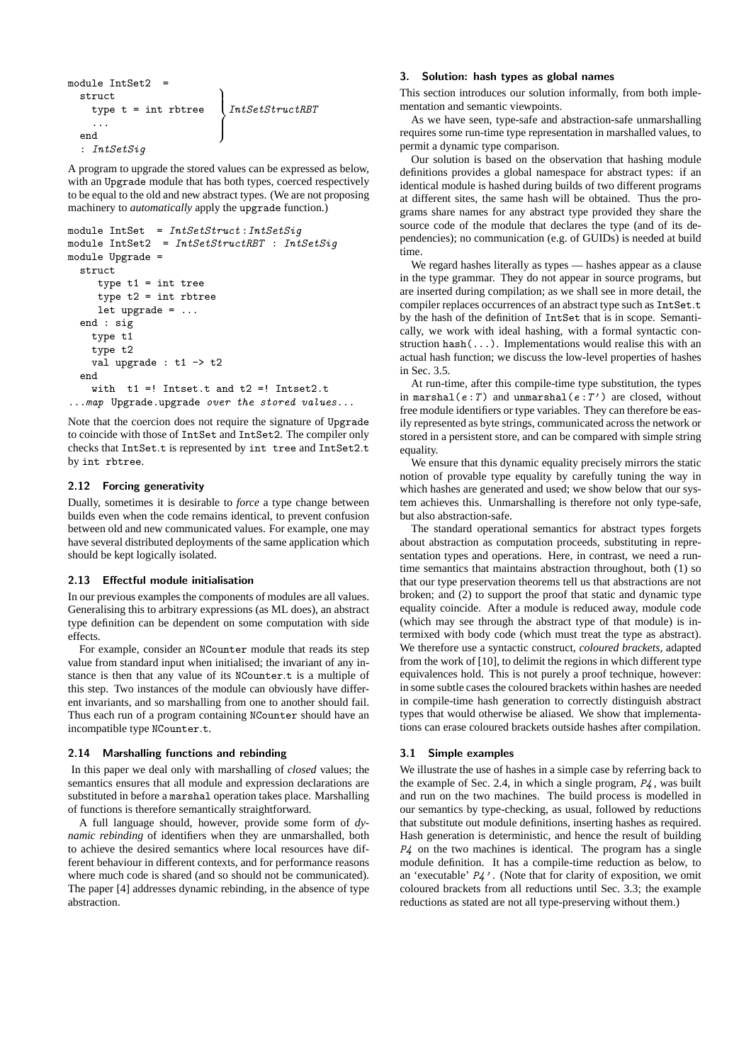```
module IntSet2  =
  struct
    type t = int rbtree
    ...
  end
  : IntSetSig
```

(The `struct ... end` part is labelled *IntSetStructRBT*.)

A program to upgrade the stored values can be expressed as below, with an Upgrade module that has both types, coerced respectively to be equal to the old and new abstract types. (We are not proposing machinery to *automatically* apply the upgrade function.)

```
module IntSet  = IntSetStruct : IntSetSig
module IntSet2  = IntSetStructRBT : IntSetSig
module Upgrade =
  struct
     type t1 = int tree
     type t2 = int rbtree
     let upgrade = ...
  end : sig
    type t1
    type t2
    val upgrade : t1 -> t2
  end
    with  t1 =! Intset.t and t2 =! Intset2.t
...map Upgrade.upgrade over the stored values...
```

Note that the coercion does not require the signature of Upgrade to coincide with those of IntSet and IntSet2. The compiler only checks that IntSet.t is represented by `int tree` and IntSet2.t by `int rbtree`.

### 2.12 Forcing generativity

Dually, sometimes it is desirable to *force* a type change between builds even when the code remains identical, to prevent confusion between old and new communicated values. For example, one may have several distributed deployments of the same application which should be kept logically isolated.

### 2.13 Effectful module initialisation

In our previous examples the components of modules are all values. Generalising this to arbitrary expressions (as ML does), an abstract type definition can be dependent on some computation with side effects.

For example, consider an NCounter module that reads its step value from standard input when initialised; the invariant of any instance is then that any value of its NCounter.t is a multiple of this step. Two instances of the module can obviously have different invariants, and so marshalling from one to another should fail. Thus each run of a program containing NCounter should have an incompatible type NCounter.t.

### 2.14 Marshalling functions and rebinding

In this paper we deal only with marshalling of *closed* values; the semantics ensures that all module and expression declarations are substituted in before a `marshal` operation takes place. Marshalling of functions is therefore semantically straightforward.

A full language should, however, provide some form of *dynamic rebinding* of identifiers when they are unmarshalled, both to achieve the desired semantics where local resources have different behaviour in different contexts, and for performance reasons where much code is shared (and so should not be communicated). The paper [4] addresses dynamic rebinding, in the absence of type abstraction.

## 3. Solution: hash types as global names

This section introduces our solution informally, from both implementation and semantic viewpoints.

As we have seen, type-safe and abstraction-safe unmarshalling requires some run-time type representation in marshalled values, to permit a dynamic type comparison.

Our solution is based on the observation that hashing module definitions provides a global namespace for abstract types: if an identical module is hashed during builds of two different programs at different sites, the same hash will be obtained. Thus the programs share names for any abstract type provided they share the source code of the module that declares the type (and of its dependencies); no communication (e.g. of GUIDs) is needed at build time.

We regard hashes literally as types — hashes appear as a clause in the type grammar. They do not appear in source programs, but are inserted during compilation; as we shall see in more detail, the compiler replaces occurrences of an abstract type such as IntSet.t by the hash of the definition of IntSet that is in scope. Semantically, we work with ideal hashing, with a formal syntactic construction `hash(...)`. Implementations would realise this with an actual hash function; we discuss the low-level properties of hashes in Sec. 3.5.

At run-time, after this compile-time type substitution, the types in `marshal(e:T)` and `unmarshal(e:T')` are closed, without free module identifiers or type variables. They can therefore be easily represented as byte strings, communicated across the network or stored in a persistent store, and can be compared with simple string equality.

We ensure that this dynamic equality precisely mirrors the static notion of provable type equality by carefully tuning the way in which hashes are generated and used; we show below that our system achieves this. Unmarshalling is therefore not only type-safe, but also abstraction-safe.

The standard operational semantics for abstract types forgets about abstraction as computation proceeds, substituting in representation types and operations. Here, in contrast, we need a runtime semantics that maintains abstraction throughout, both (1) so that our type preservation theorems tell us that abstractions are not broken; and (2) to support the proof that static and dynamic type equality coincide. After a module is reduced away, module code (which may see through the abstract type of that module) is intermixed with body code (which must treat the type as abstract). We therefore use a syntactic construct, *coloured brackets*, adapted from the work of [10], to delimit the regions in which different type equivalences hold. This is not purely a proof technique, however: in some subtle cases the coloured brackets within hashes are needed in compile-time hash generation to correctly distinguish abstract types that would otherwise be aliased. We show that implementations can erase coloured brackets outside hashes after compilation.

### 3.1 Simple examples

We illustrate the use of hashes in a simple case by referring back to the example of Sec. 2.4, in which a single program, *P4*, was built and run on the two machines. The build process is modelled in our semantics by type-checking, as usual, followed by reductions that substitute out module definitions, inserting hashes as required. Hash generation is deterministic, and hence the result of building *P4* on the two machines is identical. The program has a single module definition. It has a compile-time reduction as below, to an 'executable' *P4'*. (Note that for clarity of exposition, we omit coloured brackets from all reductions until Sec. 3.3; the example reductions as stated are not all type-preserving without them.)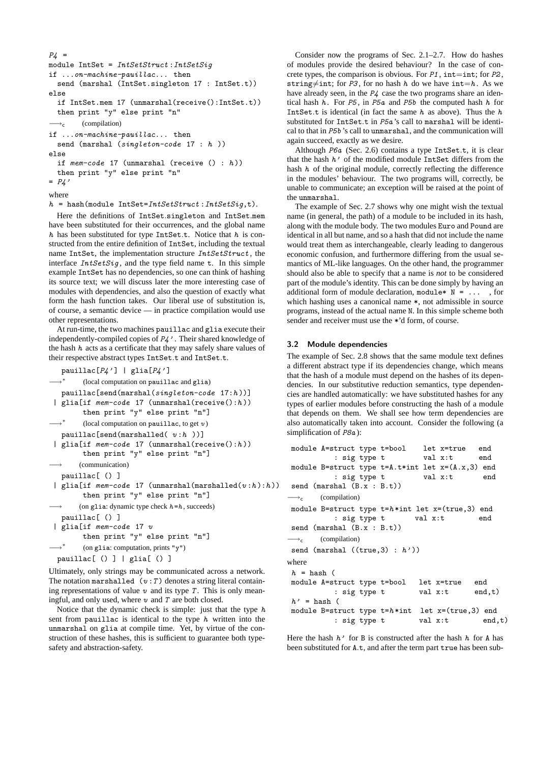```
P4 =
module IntSet = IntSetStruct : IntSetSig
if ...on-machine-pauillac... then
  send (marshal (IntSet.singleton 17 : IntSet.t))
else
  if IntSet.mem 17 (unmarshal(receive():IntSet.t))
  then print "y" else print "n"
⟶c      (compilation)
if ...on-machine-pauillac... then
  send (marshal (singleton-code 17 : h ))
else
  if mem-code 17 (unmarshal (receive () : h))
  then print "y" else print "n"
= P4'
```

where

h = hash(module IntSet=*IntSetStruct* : *IntSetSig*,t).

Here the definitions of IntSet.singleton and IntSet.mem have been substituted for their occurrences, and the global name $h$ has been substituted for type IntSet.t. Notice that $h$ is constructed from the entire definition of IntSet, including the textual name IntSet, the implementation structure *IntSetStruct*, the interface *IntSetSig*, and the type field name t. In this simple example IntSet has no dependencies, so one can think of hashing its source text; we will discuss later the more interesting case of modules with dependencies, and also the question of exactly what form the hash function takes. Our liberal use of substitution is, of course, a semantic device — in practice compilation would use other representations.

At run-time, the two machines pauillac and glia execute their independently-compiled copies of *P4'*. Their shared knowledge of the hash $h$ acts as a certificate that they may safely share values of their respective abstract types IntSet.t and IntSet.t.

```
   pauillac[P4'] | glia[P4']
⟶*      (local computation on pauillac and glia)
   pauillac[send(marshal(singleton-code 17:h))]
 | glia[if mem-code 17 (unmarshal(receive():h))
        then print "y" else print "n"]
⟶*      (local computation on pauillac, to get v)
   pauillac[send(marshalled( v:h ))]
 | glia[if mem-code 17 (unmarshal(receive():h))
        then print "y" else print "n"]
⟶       (communication)
   pauillac[ () ]
 | glia[if mem-code 17 (unmarshal(marshalled(v:h):h))
        then print "y" else print "n"]
⟶       (on glia: dynamic type check h=h, succeeds)
   pauillac[ () ]
 | glia[if mem-code 17 v
        then print "y" else print "n"]
⟶*      (on glia: computation, prints "y")
  pauillac[ () ] | glia[ () ]
```

Ultimately, only strings may be communicated across a network. The notation marshalled $(v : T)$ denotes a string literal containing representations of value $v$ and its type $T$. This is only meaningful, and only used, where $v$ and $T$ are both closed.

Notice that the dynamic check is simple: just that the type $h$ sent from pauillac is identical to the type $h$ written into the unmarshal on glia at compile time. Yet, by virtue of the construction of these hashes, this is sufficient to guarantee both type-safety and abstraction-safety.

Consider now the programs of Sec. 2.1–2.7. How do hashes of modules provide the desired behaviour? In the case of concrete types, the comparison is obvious. For *P1*, int=int; for *P2*, string≠int; for *P3*, for no hash $h$ do we have int=$h$. As we have already seen, in the *P4* case the two programs share an identical hash $h$. For *P5*, in *P5a* and *P5b* the computed hash $h$ for IntSet.t is identical (in fact the same $h$ as above). Thus the $h$ substituted for IntSet.t in *P5a*'s call to marshal will be identical to that in *P5b*'s call to unmarshal, and the communication will again succeed, exactly as we desire.

Although *P6a* (Sec. 2.6) contains a type IntSet.t, it is clear that the hash $h'$ of the modified module IntSet differs from the hash $h$ of the original module, correctly reflecting the difference in the modules' behaviour. The two programs will, correctly, be unable to communicate; an exception will be raised at the point of the unmarshal.

The example of Sec. 2.7 shows why one might wish the textual name (in general, the path) of a module to be included in its hash, along with the module body. The two modules Euro and Pound are identical in all but name, and so a hash that did not include the name would treat them as interchangeable, clearly leading to dangerous economic confusion, and furthermore differing from the usual semantics of ML-like languages. On the other hand, the programmer should also be able to specify that a name is *not* to be considered part of the module's identity. This can be done simply by having an additional form of module declaration, `module* N = ...` , for which hashing uses a canonical name *, not admissible in source programs, instead of the actual name N. In this simple scheme both sender and receiver must use the *'d form, of course.

### 3.2 Module dependencies

The example of Sec. 2.8 shows that the same module text defines a different abstract type if its dependencies change, which means that the hash of a module must depend on the hashes of its dependencies. In our substitutive reduction semantics, type dependencies are handled automatically: we have substituted hashes for any types of earlier modules before constructing the hash of a module that depends on them. We shall see how term dependencies are also automatically taken into account. Consider the following (a simplification of *P8a*):

```
module A=struct type t=bool    let x=true   end
         : sig type t          val x:t      end
module B=struct type t=A.t*int let x=(A.x,3) end
         : sig type t          val x:t       end
send (marshal (B.x : B.t))
⟶c      (compilation)
module B=struct type t=h*int let x=(true,3) end
         : sig type t       val x:t        end
send (marshal (B.x : B.t))
⟶c      (compilation)
send (marshal ((true,3) : h'))
```

where

```
h = hash (
module A=struct type t=bool   let x=true    end
         : sig type t         val x:t       end,t)
h' = hash (
module B=struct type t=h*int  let x=(true,3) end
         : sig type t         val x:t        end,t)
```

Here the hash $h'$ for B is constructed after the hash $h$ for A has been substituted for A.t, and after the term part true has been sub-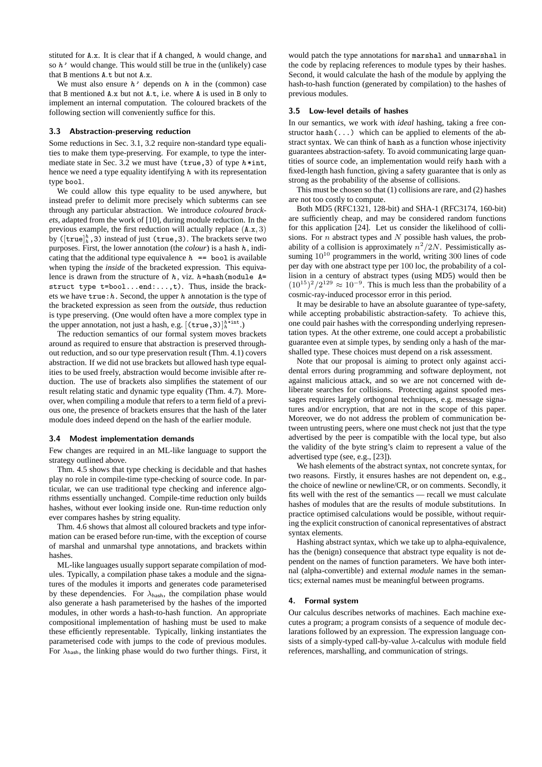stituted for `A.x`. It is clear that if `A` changed, $h$ would change, and so $h'$ would change. This would still be true in the (unlikely) case that `B` mentions `A.t` but not `A.x`.

We must also ensure $h'$ depends on $h$ in the (common) case that `B` mentioned `A.x` but not `A.t`, i.e. where `A` is used in `B` only to implement an internal computation. The coloured brackets of the following section will conveniently suffice for this.

### 3.3 Abstraction-preserving reduction

Some reductions in Sec. 3.1, 3.2 require non-standard type equalities to make them type-preserving. For example, to type the intermediate state in Sec. 3.2 we must have `(true,3)` of type $h$`*int`, hence we need a type equality identifying $h$ with its representation type `bool`.

We could allow this type equality to be used anywhere, but instead prefer to delimit more precisely which subterms can see through any particular abstraction. We introduce *coloured brackets*, adapted from the work of [10], during module reduction. In the previous example, the first reduction will actually replace $(\mathtt{A.x}, 3)$ by $([\mathtt{true}]_h^h\mathtt{,3})$ instead of just `(true,3)`. The brackets serve two purposes. First, the lower annotation (the *colour*) is a hash $h$, indicating that the additional type equivalence $h$ `== bool` is available when typing the *inside* of the bracketed expression. This equivalence is drawn from the structure of $h$, viz. $h$`=hash(module A= struct type t=bool...end:...,t)`. Thus, inside the brackets we have `true:`$h$. Second, the upper $h$ annotation is the type of the bracketed expression as seen from the *outside*, thus reduction is type preserving. (One would often have a more complex type in the upper annotation, not just a hash, e.g. $[\mathtt{(true,3)}]_h^{h\mathtt{*int}}$.)

The reduction semantics of our formal system moves brackets around as required to ensure that abstraction is preserved throughout reduction, and so our type preservation result (Thm. 4.1) covers abstraction. If we did not use brackets but allowed hash type equalities to be used freely, abstraction would become invisible after reduction. The use of brackets also simplifies the statement of our result relating static and dynamic type equality (Thm. 4.7). Moreover, when compiling a module that refers to a term field of a previous one, the presence of brackets ensures that the hash of the later module does indeed depend on the hash of the earlier module.

### 3.4 Modest implementation demands

Few changes are required in an ML-like language to support the strategy outlined above.

Thm. 4.5 shows that type checking is decidable and that hashes play no role in compile-time type-checking of source code. In particular, we can use traditional type checking and inference algorithms essentially unchanged. Compile-time reduction only builds hashes, without ever looking inside one. Run-time reduction only ever compares hashes by string equality.

Thm. 4.6 shows that almost all coloured brackets and type information can be erased before run-time, with the exception of course of marshal and unmarshal type annotations, and brackets within hashes.

ML-like languages usually support separate compilation of modules. Typically, a compilation phase takes a module and the signatures of the modules it imports and generates code parameterised by these dependencies. For $\lambda_{\mathsf{hash}}$, the compilation phase would also generate a hash parameterised by the hashes of the imported modules, in other words a hash-to-hash function. An appropriate compositional implementation of hashing must be used to make these efficiently representable. Typically, linking instantiates the parameterised code with jumps to the code of previous modules. For $\lambda_{\mathsf{hash}}$, the linking phase would do two further things. First, it would patch the type annotations for `marshal` and `unmarshal` in the code by replacing references to module types by their hashes. Second, it would calculate the hash of the module by applying the hash-to-hash function (generated by compilation) to the hashes of previous modules.

### 3.5 Low-level details of hashes

In our semantics, we work with *ideal* hashing, taking a free constructor `hash(...)` which can be applied to elements of the abstract syntax. We can think of `hash` as a function whose injectivity guarantees abstraction-safety. To avoid communicating large quantities of source code, an implementation would reify `hash` with a fixed-length hash function, giving a safety guarantee that is only as strong as the probability of the absense of collisions.

This must be chosen so that (1) collisions are rare, and (2) hashes are not too costly to compute.

Both MD5 (RFC1321, 128-bit) and SHA-1 (RFC3174, 160-bit) are sufficiently cheap, and may be considered random functions for this application [24]. Let us consider the likelihood of collisions. For $n$ abstract types and $N$ possible hash values, the probability of a collision is approximately $n^2/2N$. Pessimistically assuming $10^{10}$ programmers in the world, writing 300 lines of code per day with one abstract type per 100 loc, the probability of a collision in a century of abstract types (using MD5) would then be $(10^{15})^2/2^{129} \approx 10^{-9}$. This is much less than the probability of a cosmic-ray-induced processor error in this period.

It may be desirable to have an absolute guarantee of type-safety, while accepting probabilistic abstraction-safety. To achieve this, one could pair hashes with the corresponding underlying representation types. At the other extreme, one could accept a probabilistic guarantee even at simple types, by sending only a hash of the marshalled type. These choices must depend on a risk assessment.

Note that our proposal is aiming to protect only against accidental errors during programming and software deployment, not against malicious attack, and so we are not concerned with deliberate searches for collisions. Protecting against spoofed messages requires largely orthogonal techniques, e.g. message signatures and/or encryption, that are not in the scope of this paper. Moreover, we do not address the problem of communication between untrusting peers, where one must check not just that the type advertised by the peer is compatible with the local type, but also the validity of the byte string's claim to represent a value of the advertised type (see, e.g., [23]).

We hash elements of the abstract syntax, not concrete syntax, for two reasons. Firstly, it ensures hashes are not dependent on, e.g., the choice of newline or newline/CR, or on comments. Secondly, it fits well with the rest of the semantics — recall we must calculate hashes of modules that are the results of module substitutions. In practice optimised calculations would be possible, without requiring the explicit construction of canonical representatives of abstract syntax elements.

Hashing abstract syntax, which we take up to alpha-equivalence, has the (benign) consequence that abstract type equality is not dependent on the names of function parameters. We have both internal (alpha-convertible) and external *module* names in the semantics; external names must be meaningful between programs.

## 4. Formal system

Our calculus describes networks of machines. Each machine executes a program; a program consists of a sequence of module declarations followed by an expression. The expression language consists of a simply-typed call-by-value $\lambda$-calculus with module field references, marshalling, and communication of strings.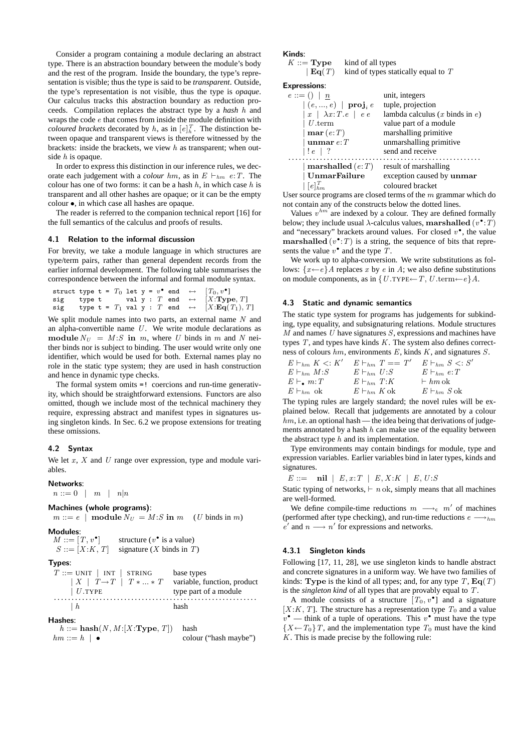Consider a program containing a module declaring an abstract type. There is an abstraction boundary between the module's body and the rest of the program. Inside the boundary, the type's representation is visible; thus the type is said to be *transparent*. Outside, the type's representation is not visible, thus the type is *opaque*. Our calculus tracks this abstraction boundary as reduction proceeds. Compilation replaces the abstract type by a *hash* $h$ and wraps the code $e$ that comes from inside the module definition with *coloured brackets* decorated by $h$, as in $[e]_h^T$. The distinction between opaque and transparent views is therefore witnessed by the brackets: inside the brackets, we view $h$ as transparent; when outside $h$ is opaque.

In order to express this distinction in our inference rules, we decorate each judgement with a *colour* $hm$, as in $E \vdash_{hm} e{:}T$. The colour has one of two forms: it can be a hash $h$, in which case $h$ is transparent and all other hashes are opaque; or it can be the empty colour $\bullet$, in which case all hashes are opaque.

The reader is referred to the companion technical report [16] for the full semantics of the calculus and proofs of results.

### 4.1 Relation to the informal discussion

For brevity, we take a module language in which structures are type/term pairs, rather than general dependent records from the earlier informal development. The following table summarises the correspondence between the informal and formal module syntax.

| | | |
|---|---|---|
| `struct type t =` $T_0$ `let y =` $v^\bullet$ `end` | $\leftrightarrow$ | $[T_0, v^\bullet]$ |
| `sig type t val y :` $T$ `end` | $\leftrightarrow$ | $[X{:}\mathbf{Type},\, T]$ |
| `sig type t =` $T_1$ `val y :` $T$ `end` | $\leftrightarrow$ | $[X{:}\mathbf{Eq}(T_1),\, T]$ |

We split module names into two parts, an external name $N$ and an alpha-convertible name $U$. We write module declarations as $\mathbf{module}\ N_U = M{:}S\ \mathbf{in}\ m$, where $U$ binds in $m$ and $N$ neither binds nor is subject to binding. The user would write only one identifier, which would be used for both. External names play no role in the static type system; they are used in hash construction and hence in dynamic type checks.

The formal system omits `=!` coercions and run-time generativity, which should be straightforward extensions. Functors are also omitted, though we include most of the technical machinery they require, expressing abstract and manifest types in signatures using singleton kinds. In Sec. 6.2 we propose extensions for treating these omissions.

### 4.2 Syntax

We let $x$, $X$ and $U$ range over expression, type and module variables.

**Networks**:
$n ::= 0 \mid m \mid n|n$

**Machines (whole programs)**:
$m ::= e \mid \mathbf{module}\ N_U = M{:}S\ \mathbf{in}\ m \quad (U \text{ binds in } m)$

**Modules**:
$M ::= [T, v^\bullet]$ — structure ($v^\bullet$ is a value)
$S ::= [X{:}K,\, T]$ — signature ($X$ binds in $T$)

**Types**:
$T ::= \text{UNIT} \mid \text{INT} \mid \text{STRING}$ — base types
$\mid X \mid T \to T \mid T * ... * T$ — variable, function, product
$\mid U.\text{TYPE}$ — type part of a module
. . . . . . . . . . . . . . . . . . . .
$\mid h$ — hash

**Hashes**:
$h ::= \mathbf{hash}(N, M{:}[X{:}\mathbf{Type},\, T])$ — hash
$hm ::= h \mid \bullet$ — colour ("hash maybe")

**Kinds**:
$K ::= \mathbf{Type}$ — kind of all types
$\mid \mathbf{Eq}(T)$ — kind of types statically equal to $T$

**Expressions**:
$e ::= () \mid \underline{n}$ — unit, integers
$\mid (e, ..., e) \mid \mathbf{proj}_i\ e$ — tuple, projection
$\mid x \mid \lambda x{:}T.e \mid e\ e$ — lambda calculus ($x$ binds in $e$)
$\mid U.\text{term}$ — value part of a module
$\mid \mathbf{mar}\,(e{:}T)$ — marshalling primitive
$\mid \mathbf{unmar}\ e{:}T$ — unmarshalling primitive
$\mid !\,e \mid ?$ — send and receive
. . . . . . . . . . . . . . . . . . . .
$\mid \mathbf{marshalled}\,(e{:}T)$ — result of marshalling
$\mid \mathbf{UnmarFailure}$ — exception caused by $\mathbf{unmar}$
$\mid [e]_{hm}^T$ — coloured bracket

User source programs are closed terms of the $m$ grammar which do not contain any of the constructs below the dotted lines.

Values $v^{hm}$ are indexed by a colour. They are defined formally below; they include usual $\lambda$-calculus values, $\mathbf{marshalled}\,(v^\bullet{:}T)$ and "necessary" brackets around values. For closed $v^\bullet$, the value $\mathbf{marshalled}\,(v^\bullet{:}T)$ is a string, the sequence of bits that represents the value $v^\bullet$ and the type $T$.

We work up to alpha-conversion. We write substitutions as follows: $\{x \leftarrow e\}A$ replaces $x$ by $e$ in $A$; we also define substitutions on module components, as in $\{U.\text{TYPE} \leftarrow T,\ U.\text{term} \leftarrow e\}A$.

### 4.3 Static and dynamic semantics

The static type system for programs has judgements for subkinding, type equality, and subsignaturing relations. Module structures $M$ and names $U$ have signatures $S$, expressions and machines have types $T$, and types have kinds $K$. The system also defines correctness of colours $hm$, environments $E$, kinds $K$, and signatures $S$.

$$
\begin{array}{lll}
E \vdash_{hm} K <: K' & E \vdash_{hm} T == T' & E \vdash_{hm} S <: S' \\
E \vdash_{hm} M{:}S & E \vdash_{hm} U{:}S & E \vdash_{hm} e{:}T \\
E \vdash_{\bullet} m{:}T & E \vdash_{hm} T{:}K & \vdash hm\ \text{ok} \\
E \vdash_{hm}\ \text{ok} & E \vdash_{hm} K\ \text{ok} & E \vdash_{hm} S\ \text{ok}
\end{array}
$$

The typing rules are largely standard; the novel rules will be explained below. Recall that judgements are annotated by a colour $hm$, i.e. an optional hash — the idea being that derivations of judgements annotated by a hash $h$ can make use of the equality between the abstract type $h$ and its implementation.

Type environments may contain bindings for module, type and expression variables. Earlier variables bind in later types, kinds and signatures.

$E ::= \ \mathbf{nil} \mid E, x{:}T \mid E, X{:}K \mid E, U{:}S$

Static typing of networks, $\vdash n\,\text{ok}$, simply means that all machines are well-formed.

We define compile-time reductions $m \longrightarrow_{\mathsf{c}} m'$ of machines (performed after type checking), and run-time reductions $e \longrightarrow_{hm} e'$ and $n \longrightarrow n'$ for expressions and networks.

#### 4.3.1 Singleton kinds

Following [17, 11, 28], we use singleton kinds to handle abstract and concrete signatures in a uniform way. We have two families of kinds: $\mathbf{Type}$ is the kind of all types; and, for any type $T$, $\mathbf{Eq}(T)$ is the *singleton kind* of all types that are provably equal to $T$.

A module consists of a structure $[T_0, v^\bullet]$ and a signature $[X{:}K,\, T]$. The structure has a representation type $T_0$ and a value $v^\bullet$ — think of a tuple of operations. This $v^\bullet$ must have the type $\{X \leftarrow T_0\}T$, and the implementation type $T_0$ must have the kind $K$. This is made precise by the following rule: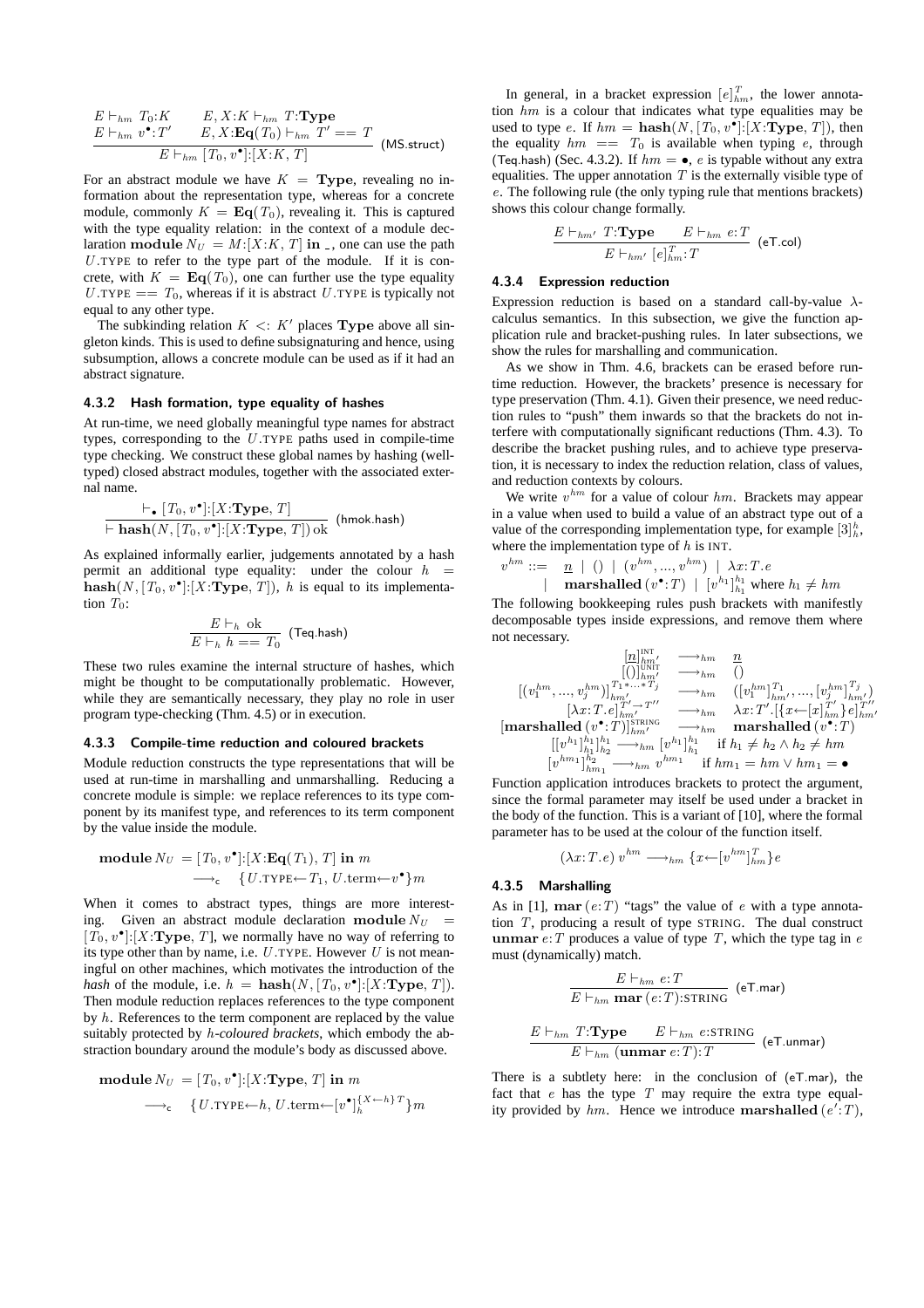$$\frac{E \vdash_{hm} T_0{:}K \qquad E, X{:}K \vdash_{hm} T{:}\mathbf{Type} \qquad E \vdash_{hm} v^{\bullet}{:}T' \qquad E, X{:}\mathbf{Eq}(T_0) \vdash_{hm} T' == T}{E \vdash_{hm} [T_0, v^{\bullet}]{:}[X{:}K, T]} \text{ (MS.struct)}$$

For an abstract module we have $K = \mathbf{Type}$, revealing no information about the representation type, whereas for a concrete module, commonly $K = \mathbf{Eq}(T_0)$, revealing it. This is captured with the type equality relation: in the context of a module declaration $\mathbf{module}\, N_U = M{:}[X{:}K, T]$ **in** _, one can use the path $U$.TYPE to refer to the type part of the module. If it is concrete, with $K = \mathbf{Eq}(T_0)$, one can further use the type equality $U.\text{TYPE} == T_0$, whereas if it is abstract $U$.TYPE is typically not equal to any other type.

The subkinding relation $K <: K'$ places $\mathbf{Type}$ above all singleton kinds. This is used to define subsignaturing and hence, using subsumption, allows a concrete module can be used as if it had an abstract signature.

### 4.3.2 Hash formation, type equality of hashes

At run-time, we need globally meaningful type names for abstract types, corresponding to the $U$.TYPE paths used in compile-time type checking. We construct these global names by hashing (well-typed) closed abstract modules, together with the associated external name.

$$\frac{\vdash_{\bullet} [T_0, v^{\bullet}]{:}[X{:}\mathbf{Type}, T]}{\vdash \mathbf{hash}(N, [T_0, v^{\bullet}]{:}[X{:}\mathbf{Type}, T])\ \text{ok}} \text{ (hmok.hash)}$$

As explained informally earlier, judgements annotated by a hash permit an additional type equality: under the colour $h = \mathbf{hash}(N, [T_0, v^{\bullet}]{:}[X{:}\mathbf{Type}, T])$, $h$ is equal to its implementation $T_0$:

$$\frac{E \vdash_h \text{ok}}{E \vdash_h h == T_0} \text{ (Teq.hash)}$$

These two rules examine the internal structure of hashes, which might be thought to be computationally problematic. However, while they are semantically necessary, they play no role in user program type-checking (Thm. 4.5) or in execution.

### 4.3.3 Compile-time reduction and coloured brackets

Module reduction constructs the type representations that will be used at run-time in marshalling and unmarshalling. Reducing a concrete module is simple: we replace references to its type component by its manifest type, and references to its term component by the value inside the module.

$$\begin{aligned}\mathbf{module}\, N_U &= [T_0, v^{\bullet}]{:}[X{:}\mathbf{Eq}(T_1), T]\ \mathbf{in}\ m \\ &\longrightarrow_{\mathsf{c}} \quad \{U.\text{TYPE}\leftarrow T_1, U.\text{term}\leftarrow v^{\bullet}\}m\end{aligned}$$

When it comes to abstract types, things are more interesting. Given an abstract module declaration $\mathbf{module}\, N_U = [T_0, v^{\bullet}]{:}[X{:}\mathbf{Type}, T]$, we normally have no way of referring to its type other than by name, i.e. $U$.TYPE. However $U$ is not meaningful on other machines, which motivates the introduction of the *hash* of the module, i.e. $h = \mathbf{hash}(N, [T_0, v^{\bullet}]{:}[X{:}\mathbf{Type}, T])$. Then module reduction replaces references to the type component by $h$. References to the term component are replaced by the value suitably protected by $h$*-coloured brackets*, which embody the abstraction boundary around the module's body as discussed above.

$$\begin{aligned}\mathbf{module}\, N_U &= [T_0, v^{\bullet}]{:}[X{:}\mathbf{Type}, T]\ \mathbf{in}\ m \\ &\longrightarrow_{\mathsf{c}} \quad \{U.\text{TYPE}\leftarrow h, U.\text{term}\leftarrow [v^{\bullet}]_h^{\{X\leftarrow h\}T}\}m\end{aligned}$$

In general, in a bracket expression $[e]_{hm}^T$, the lower annotation $hm$ is a colour that indicates what type equalities may be used to type $e$. If $hm = \mathbf{hash}(N, [T_0, v^{\bullet}]{:}[X{:}\mathbf{Type}, T])$, then the equality $hm == T_0$ is available when typing $e$, through (Teq.hash) (Sec. 4.3.2). If $hm = \bullet$, $e$ is typable without any extra equalities. The upper annotation $T$ is the externally visible type of $e$. The following rule (the only typing rule that mentions brackets) shows this colour change formally.

$$\frac{E \vdash_{hm'} T{:}\mathbf{Type} \qquad E \vdash_{hm} e{:}T}{E \vdash_{hm'} [e]_{hm}^T{:}T} \text{ (eT.col)}$$

### 4.3.4 Expression reduction

Expression reduction is based on a standard call-by-value $\lambda$-calculus semantics. In this subsection, we give the function application rule and bracket-pushing rules. In later subsections, we show the rules for marshalling and communication.

As we show in Thm. 4.6, brackets can be erased before runtime reduction. However, the brackets' presence is necessary for type preservation (Thm. 4.1). Given their presence, we need reduction rules to "push" them inwards so that the brackets do not interfere with computationally significant reductions (Thm. 4.3). To describe the bracket pushing rules, and to achieve type preservation, it is necessary to index the reduction relation, class of values, and reduction contexts by colours.

We write $v^{hm}$ for a value of colour $hm$. Brackets may appear in a value when used to build a value of an abstract type out of a value of the corresponding implementation type, for example $[3]_h^h$, where the implementation type of $h$ is INT.

$$\begin{aligned}v^{hm} ::= &\ \ \underline{n} \mid () \mid (v^{hm}, ..., v^{hm}) \mid \lambda x{:}T.e \\ \mid &\ \ \mathbf{marshalled}\,(v^{\bullet}{:}T) \mid [v^{h_1}]_{h_1}^{h_1} \text{ where } h_1 \neq hm\end{aligned}$$

The following bookkeeping rules push brackets with manifestly decomposable types inside expressions, and remove them where not necessary.

$$\begin{array}{rcl}[\underline{n}]_{hm'}^{\text{INT}} & \longrightarrow_{hm} & \underline{n} \\ {[()]}_{hm'}^{\text{UNIT}} & \longrightarrow_{hm} & () \\ {[(v_1^{hm}, ..., v_j^{hm})]}_{hm'}^{T_1 * ... * T_j} & \longrightarrow_{hm} & ([v_1^{hm}]_{hm'}^{T_1}, ..., [v_j^{hm}]_{hm'}^{T_j}) \\ {[\lambda x{:}T.e]}_{hm'}^{T' \to T''} & \longrightarrow_{hm} & \lambda x{:}T'.[\{x\leftarrow[x]_{hm}^{T'}\}e]_{hm'}^{T''} \\ {[\mathbf{marshalled}\,(v^{\bullet}{:}T)]}_{hm'}^{\text{STRING}} & \longrightarrow_{hm} & \mathbf{marshalled}\,(v^{\bullet}{:}T) \\ {[[v^{h_1}]_{h_1}^{h_1}]}_{h_2}^{h_1} & \longrightarrow_{hm} & [v^{h_1}]_{h_1}^{h_1} \quad \text{if } h_1 \neq h_2 \wedge h_2 \neq hm \\ {[v^{hm_1}]}_{hm_1}^{h_2} & \longrightarrow_{hm} & v^{hm_1} \quad \text{if } hm_1 = hm \vee hm_1 = \bullet\end{array}$$

Function application introduces brackets to protect the argument, since the formal parameter may itself be used under a bracket in the body of the function. This is a variant of [10], where the formal parameter has to be used at the colour of the function itself.

$$(\lambda x{:}T.e)\, v^{hm} \longrightarrow_{hm} \{x\leftarrow[v^{hm}]_{hm}^T\}e$$

### 4.3.5 Marshalling

As in [1], $\mathbf{mar}\,(e{:}T)$ "tags" the value of $e$ with a type annotation $T$, producing a result of type STRING. The dual construct $\mathbf{unmar}\, e{:}T$ produces a value of type $T$, which the type tag in $e$ must (dynamically) match.

$$\frac{E \vdash_{hm} e{:}T}{E \vdash_{hm} \mathbf{mar}\,(e{:}T){:}\text{STRING}} \text{ (eT.mar)}$$

$$\frac{E \vdash_{hm} T{:}\mathbf{Type} \qquad E \vdash_{hm} e{:}\text{STRING}}{E \vdash_{hm} (\mathbf{unmar}\, e{:}T){:}T} \text{ (eT.unmar)}$$

There is a subtlety here: in the conclusion of (eT.mar), the fact that $e$ has the type $T$ may require the extra type equality provided by $hm$. Hence we introduce $\mathbf{marshalled}\,(e'{:}T)$,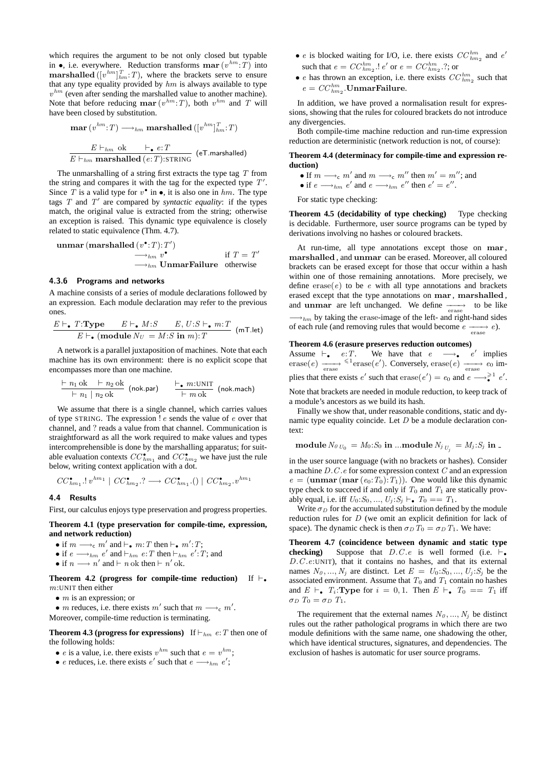which requires the argument to be not only closed but typable in $\bullet$, i.e. everywhere. Reduction transforms $\mathbf{mar}\,(v^{hm}{:}T)$ into $\mathbf{marshalled}\,([v^{hm}]^{T}_{hm}{:}T)$, where the brackets serve to ensure that any type equality provided by $hm$ is always available to type $v^{hm}$ (even after sending the marshalled value to another machine). Note that before reducing $\mathbf{mar}\,(v^{hm}{:}T)$, both $v^{hm}$ and $T$ will have been closed by substitution.

$$\mathbf{mar}\,(v^{hm}{:}T) \longrightarrow_{hm} \mathbf{marshalled}\,([v^{hm}]^{T}_{hm}{:}T)$$

$$\frac{E \vdash_{hm} \text{ok} \qquad \vdash_{\bullet} e{:}T}{E \vdash_{hm} \mathbf{marshalled}\,(e{:}T){:}\text{STRING}} \;(\mathsf{eT.marshalled})$$

The unmarshalling of a string first extracts the type tag $T$ from the string and compares it with the tag for the expected type $T'$. Since $T$ is a valid type for $v^{\bullet}$ in $\bullet$, it is also one in $hm$. The type tags $T$ and $T'$ are compared by *syntactic equality*: if the types match, the original value is extracted from the string; otherwise an exception is raised. This dynamic type equivalence is closely related to static equivalence (Thm. 4.7).

$$\begin{array}{lll}\mathbf{unmar}\,(\mathbf{marshalled}\,(v^{\bullet}{:}T){:}T') & & \\ \quad\longrightarrow_{hm} v^{\bullet} & & \text{if } T = T' \\ \quad\longrightarrow_{hm} \mathbf{UnmarFailure} & & \text{otherwise}\end{array}$$

#### 4.3.6 Programs and networks

A machine consists of a series of module declarations followed by an expression. Each module declaration may refer to the previous ones.

$$\frac{E \vdash_{\bullet} T{:}\mathbf{Type} \qquad E \vdash_{\bullet} M{:}S \qquad E, U{:}S \vdash_{\bullet} m{:}T}{E \vdash_{\bullet} (\mathbf{module}\, N_U = M{:}S \;\mathbf{in}\; m){:}T} \;(\mathsf{mT.let})$$

A network is a parallel juxtaposition of machines. Note that each machine has its own environment: there is no explicit scope that encompasses more than one machine.

$$\frac{\vdash n_1\,\text{ok} \quad \vdash n_2\,\text{ok}}{\vdash n_1 \mid n_2\,\text{ok}} \;(\mathsf{nok.par}) \qquad \frac{\vdash_{\bullet} m{:}\text{UNIT}}{\vdash m\,\text{ok}} \;(\mathsf{nok.mach})$$

We assume that there is a single channel, which carries values of type STRING. The expression $!\,e$ sends the value of $e$ over that channel, and ? reads a value from that channel. Communication is straightforward as all the work required to make values and types intercomprehensible is done by the marshalling apparatus; for suitable evaluation contexts $CC^{\bullet}_{hm_1}$ and $CC^{\bullet}_{hm_2}$ we have just the rule below, writing context application with a dot.

$$CC^{\bullet}_{hm_1}.!\,v^{hm_1} \mid CC^{\bullet}_{hm_2}.? \longrightarrow CC^{\bullet}_{hm_1}.() \mid CC^{\bullet}_{hm_2}.v^{hm_1}$$

### 4.4 Results

First, our calculus enjoys type preservation and progress properties.

**Theorem 4.1 (type preservation for compile-time, expression, and network reduction)**

- if $m \longrightarrow_{\mathsf{c}} m'$ and $\vdash_{\bullet} m{:}T$ then $\vdash_{\bullet} m'{:}T$;
- if $e \longrightarrow_{hm} e'$ and $\vdash_{hm} e{:}T$ then $\vdash_{hm} e'{:}T$; and
- if $n \longrightarrow n'$ and $\vdash n\,\text{ok}$ then $\vdash n'\,\text{ok}$.

**Theorem 4.2 (progress for compile-time reduction)** If $\vdash_{\bullet} m{:}\text{UNIT}$ then either

- $m$ is an expression; or
- $m$ reduces, i.e. there exists $m'$ such that $m \longrightarrow_{\mathsf{c}} m'$.

Moreover, compile-time reduction is terminating.

**Theorem 4.3 (progress for expressions)** If $\vdash_{hm} e{:}T$ then one of the following holds:

- $e$ is a value, i.e. there exists $v^{hm}$ such that $e = v^{hm}$;
- $e$ reduces, i.e. there exists $e'$ such that $e \longrightarrow_{hm} e'$;
- $e$ is blocked waiting for I/O, i.e. there exists $CC^{hm}_{hm_2}$ and $e'$ such that $e = CC^{hm}_{hm_2}.!\,e'$ or $e = CC^{hm}_{hm_2}.?$; or
- $e$ has thrown an exception, i.e. there exists $CC^{hm}_{hm_2}$ such that $e = CC^{hm}_{hm_2}.\mathbf{UnmarFailure}$.

In addition, we have proved a normalisation result for expressions, showing that the rules for coloured brackets do not introduce any divergencies.

Both compile-time machine reduction and run-time expression reduction are deterministic (network reduction is not, of course):

**Theorem 4.4 (determinacy for compile-time and expression reduction)**

- If $m \longrightarrow_{\mathsf{c}} m'$ and $m \longrightarrow_{\mathsf{c}} m''$ then $m' = m''$; and
- if $e \longrightarrow_{hm} e'$ and $e \longrightarrow_{hm} e''$ then $e' = e''$.

For static type checking:

**Theorem 4.5 (decidability of type checking)** Type checking is decidable. Furthermore, user source programs can be typed by derivations involving no hashes or coloured brackets.

At run-time, all type annotations except those on $\mathbf{mar}$, $\mathbf{marshalled}$, and $\mathbf{unmar}$ can be erased. Moreover, all coloured brackets can be erased except for those that occur within a hash within one of those remaining annotations. More precisely, we define $\text{erase}(e)$ to be $e$ with all type annotations and brackets erased except that the type annotations on $\mathbf{mar}$, $\mathbf{marshalled}$, and $\mathbf{unmar}$ are left unchanged. We define $\underset{\text{erase}}{\longrightarrow}$ to be like $\longrightarrow_{hm}$ by taking the erase-image of the left- and right-hand sides of each rule (and removing rules that would become $e \underset{\text{erase}}{\longrightarrow} e$).

**Theorem 4.6 (erasure preserves reduction outcomes)** Assume $\vdash_{\bullet} e{:}T$. We have that $e \longrightarrow_{\bullet} e'$ implies $\text{erase}(e) \underset{\text{erase}}{\longrightarrow}^{\leqslant 1} \text{erase}(e')$. Conversely, $\text{erase}(e) \underset{\text{erase}}{\longrightarrow} e_0$ implies that there exists $e'$ such that $\text{erase}(e') = e_0$ and $e \longrightarrow_{\bullet}^{\geqslant 1} e'$.

Note that brackets are needed in module reduction, to keep track of a module's ancestors as we build its hash.

Finally we show that, under reasonable conditions, static and dynamic type equality coincide. Let $D$ be a module declaration context:

$$\mathbf{module}\, N_{0\,U_0} = M_0{:}S_0 \;\mathbf{in}\; ...\mathbf{module}\, N_{j\,U_j} = M_j{:}S_j \;\mathbf{in}\; \_$$

in the user source language (with no brackets or hashes). Consider a machine $D.C.e$ for some expression context $C$ and an expression $e = (\mathbf{unmar}\,(\mathbf{mar}\,(e_0{:}T_0){:}T_1))$. One would like this dynamic type check to succeed if and only if $T_0$ and $T_1$ are statically provably equal, i.e. iff $U_0{:}S_0, ..., U_j{:}S_j \vdash_{\bullet} T_0 == T_1$.

Write $\sigma_D$ for the accumulated substitution defined by the module reduction rules for $D$ (we omit an explicit definition for lack of space). The dynamic check is then $\sigma_D\, T_0 = \sigma_D\, T_1$. We have:

**Theorem 4.7 (coincidence between dynamic and static type checking)** Suppose that $D.C.e$ is well formed (i.e. $\vdash_{\bullet} D.C.e{:}\text{UNIT}$), that it contains no hashes, and that its external names $N_0, ..., N_j$ are distinct. Let $E = U_0{:}S_0, ..., U_j{:}S_j$ be the associated environment. Assume that $T_0$ and $T_1$ contain no hashes and $E \vdash_{\bullet} T_i{:}\mathbf{Type}$ for $i = 0, 1$. Then $E \vdash_{\bullet} T_0 == T_1$ iff $\sigma_D\, T_0 = \sigma_D\, T_1$.

The requirement that the external names $N_0, ..., N_j$ be distinct rules out the rather pathological programs in which there are two module definitions with the same name, one shadowing the other, which have identical structures, signatures, and dependencies. The exclusion of hashes is automatic for user source programs.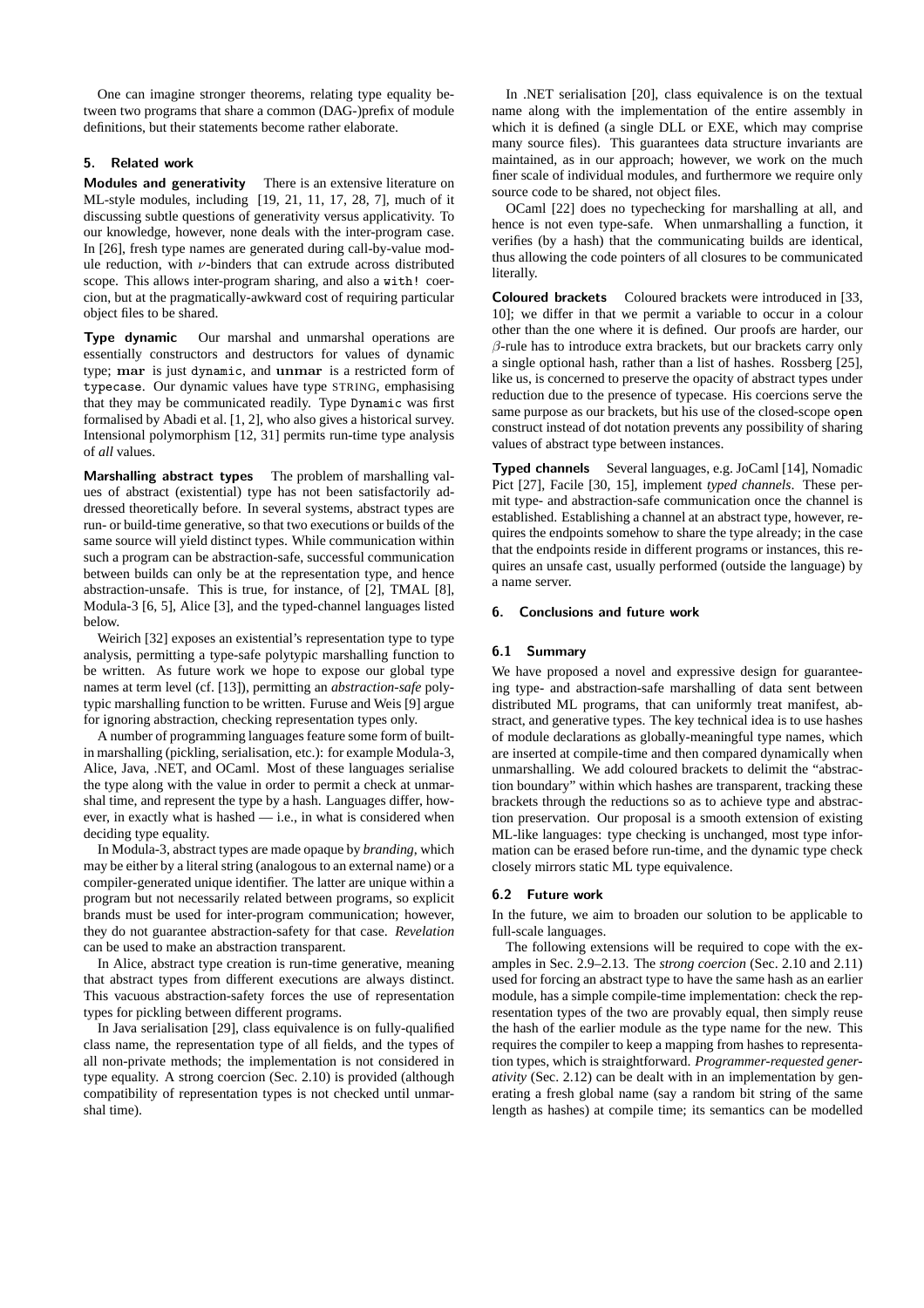One can imagine stronger theorems, relating type equality between two programs that share a common (DAG-)prefix of module definitions, but their statements become rather elaborate.

## 5. Related work

**Modules and generativity** There is an extensive literature on ML-style modules, including [19, 21, 11, 17, 28, 7], much of it discussing subtle questions of generativity versus applicativity. To our knowledge, however, none deals with the inter-program case. In [26], fresh type names are generated during call-by-value module reduction, with $\nu$-binders that can extrude across distributed scope. This allows inter-program sharing, and also a `with!` coercion, but at the pragmatically-awkward cost of requiring particular object files to be shared.

**Type dynamic** Our marshal and unmarshal operations are essentially constructors and destructors for values of dynamic type; **mar** is just `dynamic`, and **unmar** is a restricted form of `typecase`. Our dynamic values have type STRING, emphasising that they may be communicated readily. Type `Dynamic` was first formalised by Abadi et al. [1, 2], who also gives a historical survey. Intensional polymorphism [12, 31] permits run-time type analysis of *all* values.

**Marshalling abstract types** The problem of marshalling values of abstract (existential) type has not been satisfactorily addressed theoretically before. In several systems, abstract types are run- or build-time generative, so that two executions or builds of the same source will yield distinct types. While communication within such a program can be abstraction-safe, successful communication between builds can only be at the representation type, and hence abstraction-unsafe. This is true, for instance, of [2], TMAL [8], Modula-3 [6, 5], Alice [3], and the typed-channel languages listed below.

Weirich [32] exposes an existential's representation type to type analysis, permitting a type-safe polytypic marshalling function to be written. As future work we hope to expose our global type names at term level (cf. [13]), permitting an *abstraction-safe* polytypic marshalling function to be written. Furuse and Weis [9] argue for ignoring abstraction, checking representation types only.

A number of programming languages feature some form of built-in marshalling (pickling, serialisation, etc.): for example Modula-3, Alice, Java, .NET, and OCaml. Most of these languages serialise the type along with the value in order to permit a check at unmarshal time, and represent the type by a hash. Languages differ, however, in exactly what is hashed — i.e., in what is considered when deciding type equality.

In Modula-3, abstract types are made opaque by *branding*, which may be either by a literal string (analogous to an external name) or a compiler-generated unique identifier. The latter are unique within a program but not necessarily related between programs, so explicit brands must be used for inter-program communication; however, they do not guarantee abstraction-safety for that case. *Revelation* can be used to make an abstraction transparent.

In Alice, abstract type creation is run-time generative, meaning that abstract types from different executions are always distinct. This vacuous abstraction-safety forces the use of representation types for pickling between different programs.

In Java serialisation [29], class equivalence is on fully-qualified class name, the representation type of all fields, and the types of all non-private methods; the implementation is not considered in type equality. A strong coercion (Sec. 2.10) is provided (although compatibility of representation types is not checked until unmarshal time).

In .NET serialisation [20], class equivalence is on the textual name along with the implementation of the entire assembly in which it is defined (a single DLL or EXE, which may comprise many source files). This guarantees data structure invariants are maintained, as in our approach; however, we work on the much finer scale of individual modules, and furthermore we require only source code to be shared, not object files.

OCaml [22] does no typechecking for marshalling at all, and hence is not even type-safe. When unmarshalling a function, it verifies (by a hash) that the communicating builds are identical, thus allowing the code pointers of all closures to be communicated literally.

**Coloured brackets** Coloured brackets were introduced in [33, 10]; we differ in that we permit a variable to occur in a colour other than the one where it is defined. Our proofs are harder, our $\beta$-rule has to introduce extra brackets, but our brackets carry only a single optional hash, rather than a list of hashes. Rossberg [25], like us, is concerned to preserve the opacity of abstract types under reduction due to the presence of typecase. His coercions serve the same purpose as our brackets, but his use of the closed-scope `open` construct instead of dot notation prevents any possibility of sharing values of abstract type between instances.

**Typed channels** Several languages, e.g. JoCaml [14], Nomadic Pict [27], Facile [30, 15], implement *typed channels*. These permit type- and abstraction-safe communication once the channel is established. Establishing a channel at an abstract type, however, requires the endpoints somehow to share the type already; in the case that the endpoints reside in different programs or instances, this requires an unsafe cast, usually performed (outside the language) by a name server.

## 6. Conclusions and future work

### 6.1 Summary

We have proposed a novel and expressive design for guaranteeing type- and abstraction-safe marshalling of data sent between distributed ML programs, that can uniformly treat manifest, abstract, and generative types. The key technical idea is to use hashes of module declarations as globally-meaningful type names, which are inserted at compile-time and then compared dynamically when unmarshalling. We add coloured brackets to delimit the "abstraction boundary" within which hashes are transparent, tracking these brackets through the reductions so as to achieve type and abstraction preservation. Our proposal is a smooth extension of existing ML-like languages: type checking is unchanged, most type information can be erased before run-time, and the dynamic type check closely mirrors static ML type equivalence.

### 6.2 Future work

In the future, we aim to broaden our solution to be applicable to full-scale languages.

The following extensions will be required to cope with the examples in Sec. 2.9–2.13. The *strong coercion* (Sec. 2.10 and 2.11) used for forcing an abstract type to have the same hash as an earlier module, has a simple compile-time implementation: check the representation types of the two are provably equal, then simply reuse the hash of the earlier module as the type name for the new. This requires the compiler to keep a mapping from hashes to representation types, which is straightforward. *Programmer-requested generativity* (Sec. 2.12) can be dealt with in an implementation by generating a fresh global name (say a random bit string of the same length as hashes) at compile time; its semantics can be modelled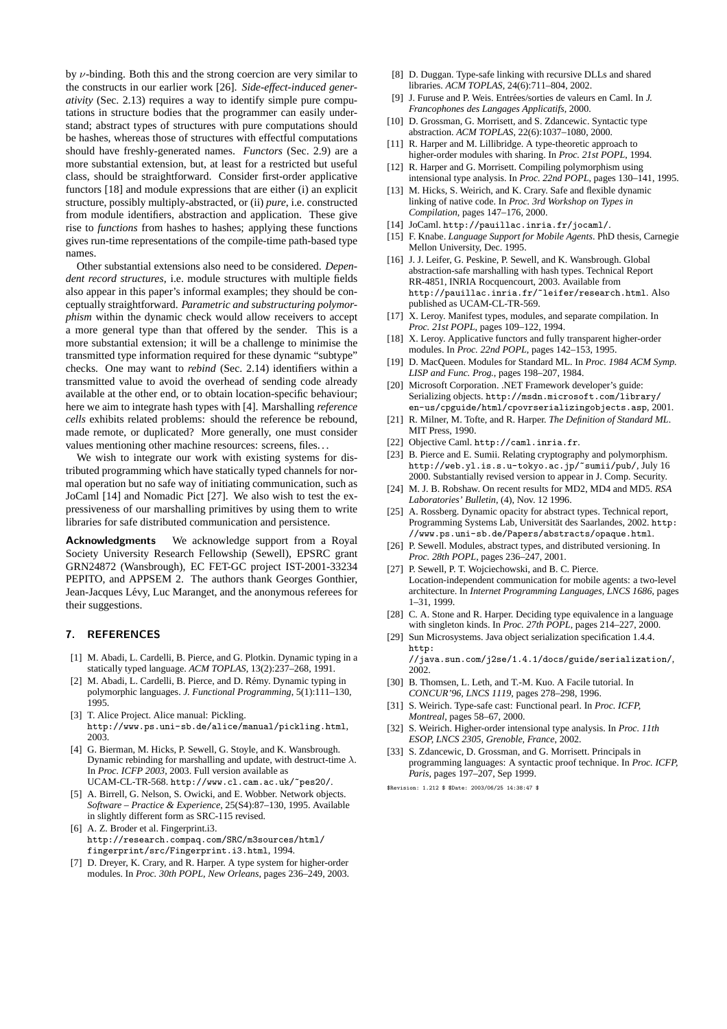by $\nu$-binding. Both this and the strong coercion are very similar to the constructs in our earlier work [26]. *Side-effect-induced generativity* (Sec. 2.13) requires a way to identify simple pure computations in structure bodies that the programmer can easily understand; abstract types of structures with pure computations should be hashes, whereas those of structures with effectful computations should have freshly-generated names. *Functors* (Sec. 2.9) are a more substantial extension, but, at least for a restricted but useful class, should be straightforward. Consider first-order applicative functors [18] and module expressions that are either (i) an explicit structure, possibly multiply-abstracted, or (ii) *pure*, i.e. constructed from module identifiers, abstraction and application. These give rise to *functions* from hashes to hashes; applying these functions gives run-time representations of the compile-time path-based type names.

Other substantial extensions also need to be considered. *Dependent record structures*, i.e. module structures with multiple fields also appear in this paper's informal examples; they should be conceptually straightforward. *Parametric and substructuring polymorphism* within the dynamic check would allow receivers to accept a more general type than that offered by the sender. This is a more substantial extension; it will be a challenge to minimise the transmitted type information required for these dynamic "subtype" checks. One may want to *rebind* (Sec. 2.14) identifiers within a transmitted value to avoid the overhead of sending code already available at the other end, or to obtain location-specific behaviour; here we aim to integrate hash types with [4]. Marshalling *reference cells* exhibits related problems: should the reference be rebound, made remote, or duplicated? More generally, one must consider values mentioning other machine resources: screens, files…

We wish to integrate our work with existing systems for distributed programming which have statically typed channels for normal operation but no safe way of initiating communication, such as JoCaml [14] and Nomadic Pict [27]. We also wish to test the expressiveness of our marshalling primitives by using them to write libraries for safe distributed communication and persistence.

**Acknowledgments** We acknowledge support from a Royal Society University Research Fellowship (Sewell), EPSRC grant GRN24872 (Wansbrough), EC FET-GC project IST-2001-33234 PEPITO, and APPSEM 2. The authors thank Georges Gonthier, Jean-Jacques Lévy, Luc Maranget, and the anonymous referees for their suggestions.

## 7. REFERENCES

[1] M. Abadi, L. Cardelli, B. Pierce, and G. Plotkin. Dynamic typing in a statically typed language. *ACM TOPLAS*, 13(2):237–268, 1991.

[2] M. Abadi, L. Cardelli, B. Pierce, and D. Rémy. Dynamic typing in polymorphic languages. *J. Functional Programming*, 5(1):111–130, 1995.

[3] T. Alice Project. Alice manual: Pickling. http://www.ps.uni-sb.de/alice/manual/pickling.html, 2003.

[4] G. Bierman, M. Hicks, P. Sewell, G. Stoyle, and K. Wansbrough. Dynamic rebinding for marshalling and update, with destruct-time $\lambda$. In *Proc. ICFP 2003*, 2003. Full version available as UCAM-CL-TR-568. http://www.cl.cam.ac.uk/~pes20/.

[5] A. Birrell, G. Nelson, S. Owicki, and E. Wobber. Network objects. *Software – Practice & Experience*, 25(S4):87–130, 1995. Available in slightly different form as SRC-115 revised.

[6] A. Z. Broder et al. Fingerprint.i3. http://research.compaq.com/SRC/m3sources/html/fingerprint/src/Fingerprint.i3.html, 1994.

[7] D. Dreyer, K. Crary, and R. Harper. A type system for higher-order modules. In *Proc. 30th POPL, New Orleans*, pages 236–249, 2003.

[8] D. Duggan. Type-safe linking with recursive DLLs and shared libraries. *ACM TOPLAS*, 24(6):711–804, 2002.

[9] J. Furuse and P. Weis. Entrées/sorties de valeurs en Caml. In *J. Francophones des Langages Applicatifs*, 2000.

[10] D. Grossman, G. Morrisett, and S. Zdancewic. Syntactic type abstraction. *ACM TOPLAS*, 22(6):1037–1080, 2000.

[11] R. Harper and M. Lillibridge. A type-theoretic approach to higher-order modules with sharing. In *Proc. 21st POPL*, 1994.

[12] R. Harper and G. Morrisett. Compiling polymorphism using intensional type analysis. In *Proc. 22nd POPL*, pages 130–141, 1995.

[13] M. Hicks, S. Weirich, and K. Crary. Safe and flexible dynamic linking of native code. In *Proc. 3rd Workshop on Types in Compilation*, pages 147–176, 2000.

[14] JoCaml. http://pauillac.inria.fr/jocaml/.

[15] F. Knabe. *Language Support for Mobile Agents*. PhD thesis, Carnegie Mellon University, Dec. 1995.

[16] J. J. Leifer, G. Peskine, P. Sewell, and K. Wansbrough. Global abstraction-safe marshalling with hash types. Technical Report RR-4851, INRIA Rocquencourt, 2003. Available from http://pauillac.inria.fr/~leifer/research.html. Also published as UCAM-CL-TR-569.

[17] X. Leroy. Manifest types, modules, and separate compilation. In *Proc. 21st POPL*, pages 109–122, 1994.

[18] X. Leroy. Applicative functors and fully transparent higher-order modules. In *Proc. 22nd POPL*, pages 142–153, 1995.

[19] D. MacQueen. Modules for Standard ML. In *Proc. 1984 ACM Symp. LISP and Func. Prog.*, pages 198–207, 1984.

[20] Microsoft Corporation. .NET Framework developer's guide: Serializing objects. http://msdn.microsoft.com/library/en-us/cpguide/html/cpovrserializingobjects.asp, 2001.

[21] R. Milner, M. Tofte, and R. Harper. *The Definition of Standard ML*. MIT Press, 1990.

[22] Objective Caml. http://caml.inria.fr.

[23] B. Pierce and E. Sumii. Relating cryptography and polymorphism. http://web.yl.is.s.u-tokyo.ac.jp/~sumii/pub/, July 16 2000. Substantially revised version to appear in J. Comp. Security.

[24] M. J. B. Robshaw. On recent results for MD2, MD4 and MD5. *RSA Laboratories' Bulletin*, (4), Nov. 12 1996.

[25] A. Rossberg. Dynamic opacity for abstract types. Technical report, Programming Systems Lab, Universität des Saarlandes, 2002. http://www.ps.uni-sb.de/Papers/abstracts/opaque.html.

[26] P. Sewell. Modules, abstract types, and distributed versioning. In *Proc. 28th POPL*, pages 236–247, 2001.

[27] P. Sewell, P. T. Wojciechowski, and B. C. Pierce. Location-independent communication for mobile agents: a two-level architecture. In *Internet Programming Languages, LNCS 1686*, pages 1–31, 1999.

[28] C. A. Stone and R. Harper. Deciding type equivalence in a language with singleton kinds. In *Proc. 27th POPL*, pages 214–227, 2000.

[29] Sun Microsystems. Java object serialization specification 1.4.4. http://java.sun.com/j2se/1.4.1/docs/guide/serialization/, 2002.

[30] B. Thomsen, L. Leth, and T.-M. Kuo. A Facile tutorial. In *CONCUR'96, LNCS 1119*, pages 278–298, 1996.

[31] S. Weirich. Type-safe cast: Functional pearl. In *Proc. ICFP, Montreal*, pages 58–67, 2000.

[32] S. Weirich. Higher-order intensional type analysis. In *Proc. 11th ESOP, LNCS 2305, Grenoble, France*, 2002.

[33] S. Zdancewic, D. Grossman, and G. Morrisett. Principals in programming languages: A syntactic proof technique. In *Proc. ICFP, Paris*, pages 197–207, Sep 1999.

$Revision: 1.212 $ $Date: 2003/06/25 14:38:47 $